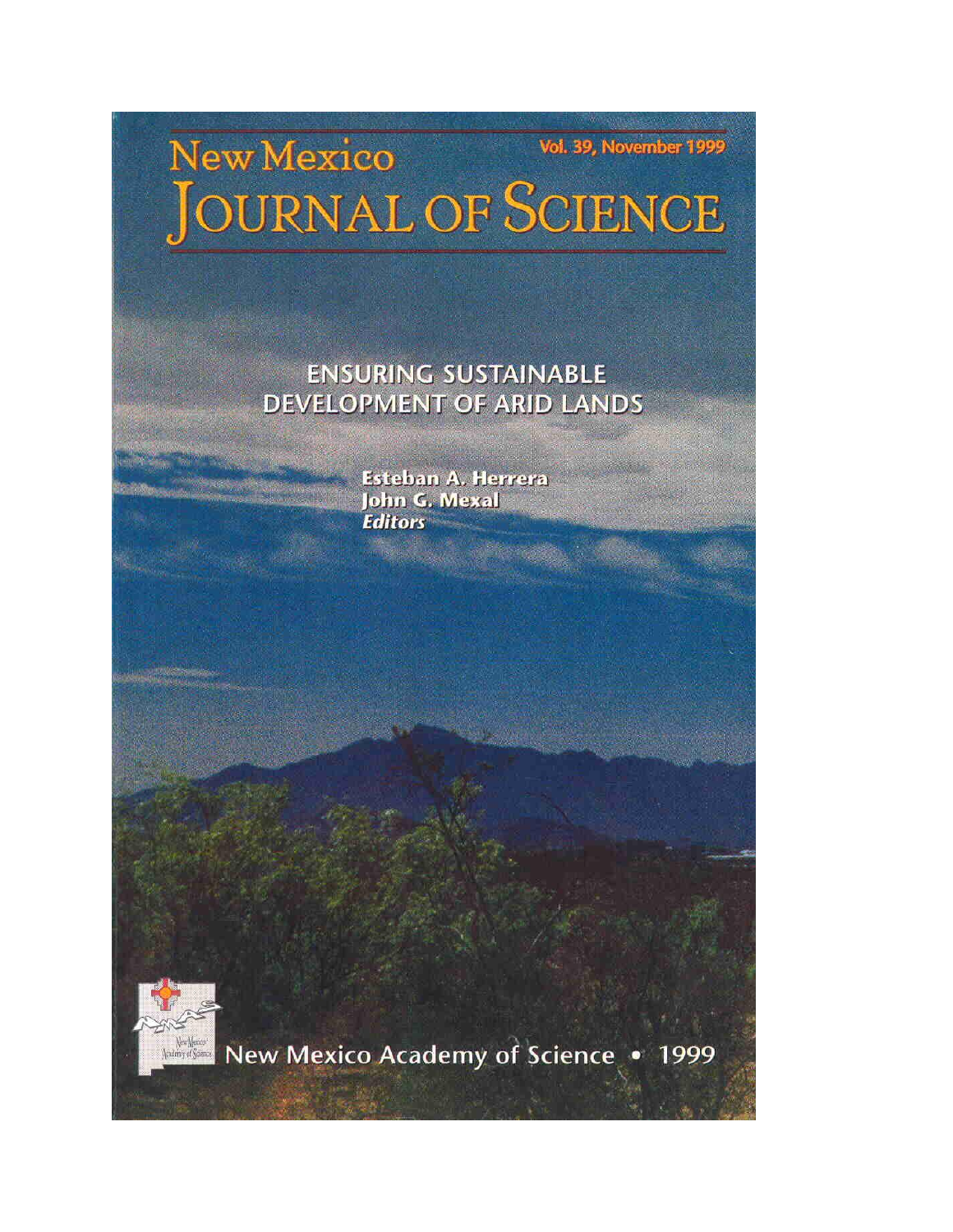# New Mexico Journal of Science

Vol. 39, November 1999

## ENSURING SUSTAINABLE DEVELOPMENT OF ARID LANDS

**Esteban A. Herrera**
**John G. Mexal**
***Editors***

New Mexico Academy of Science • 1999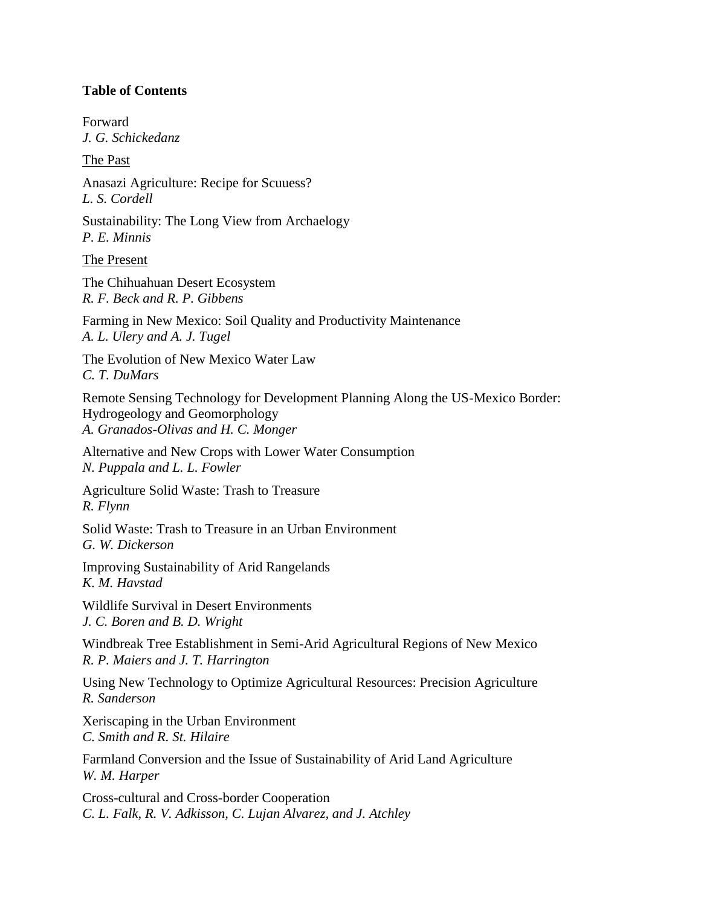**Table of Contents**

Forward
*J. G. Schickedanz*

<u>The Past</u>

Anasazi Agriculture: Recipe for Scuuess?
*L. S. Cordell*

Sustainability: The Long View from Archaelogy
*P. E. Minnis*

<u>The Present</u>

The Chihuahuan Desert Ecosystem
*R. F. Beck and R. P. Gibbens*

Farming in New Mexico: Soil Quality and Productivity Maintenance
*A. L. Ulery and A. J. Tugel*

The Evolution of New Mexico Water Law
*C. T. DuMars*

Remote Sensing Technology for Development Planning Along the US-Mexico Border: Hydrogeology and Geomorphology
*A. Granados-Olivas and H. C. Monger*

Alternative and New Crops with Lower Water Consumption
*N. Puppala and L. L. Fowler*

Agriculture Solid Waste: Trash to Treasure
*R. Flynn*

Solid Waste: Trash to Treasure in an Urban Environment
*G. W. Dickerson*

Improving Sustainability of Arid Rangelands
*K. M. Havstad*

Wildlife Survival in Desert Environments
*J. C. Boren and B. D. Wright*

Windbreak Tree Establishment in Semi-Arid Agricultural Regions of New Mexico
*R. P. Maiers and J. T. Harrington*

Using New Technology to Optimize Agricultural Resources: Precision Agriculture
*R. Sanderson*

Xeriscaping in the Urban Environment
*C. Smith and R. St. Hilaire*

Farmland Conversion and the Issue of Sustainability of Arid Land Agriculture
*W. M. Harper*

Cross-cultural and Cross-border Cooperation
*C. L. Falk, R. V. Adkisson, C. Lujan Alvarez, and J. Atchley*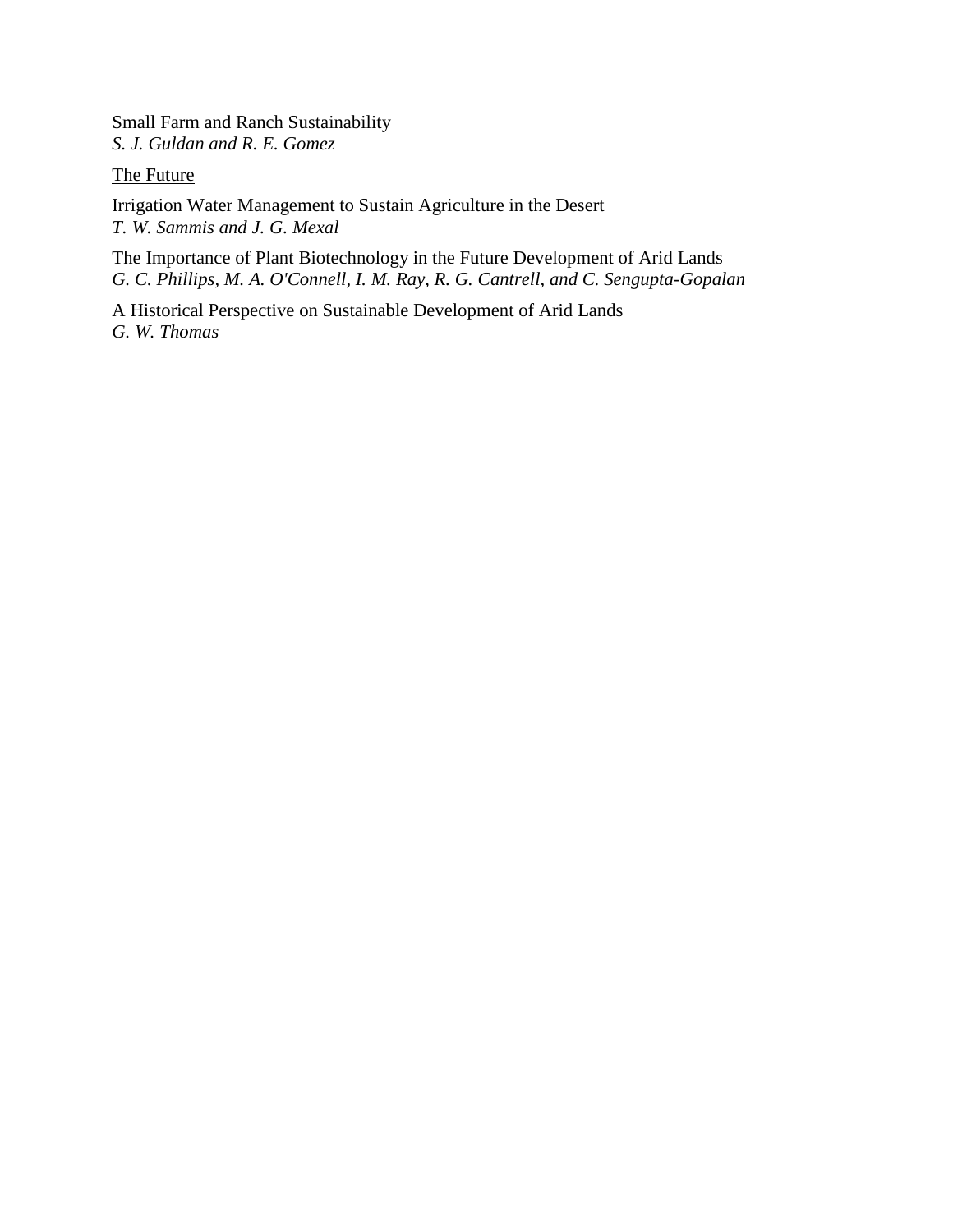Small Farm and Ranch Sustainability
*S. J. Guldan and R. E. Gomez*

<u>The Future</u>

Irrigation Water Management to Sustain Agriculture in the Desert
*T. W. Sammis and J. G. Mexal*

The Importance of Plant Biotechnology in the Future Development of Arid Lands
*G. C. Phillips, M. A. O'Connell, I. M. Ray, R. G. Cantrell, and C. Sengupta-Gopalan*

A Historical Perspective on Sustainable Development of Arid Lands
*G. W. Thomas*